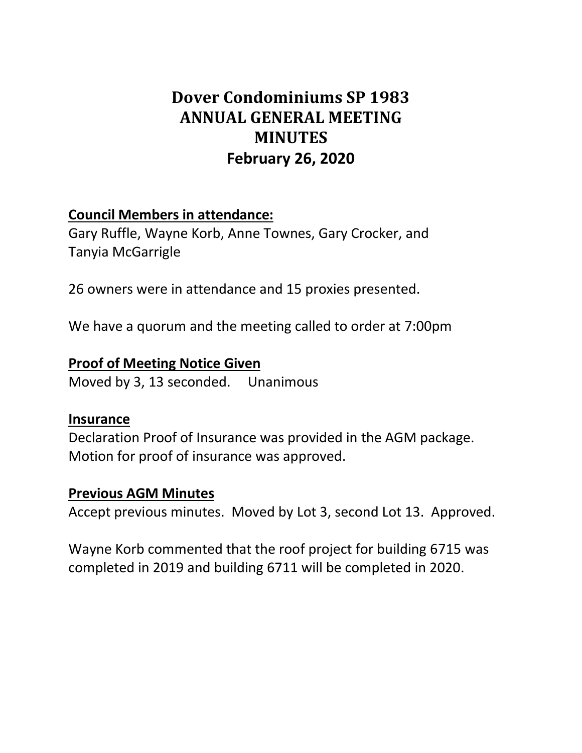# Dover Condominiums SP 1983
# ANNUAL GENERAL MEETING
# MINUTES
# February 26, 2020

## Council Members in attendance:

Gary Ruffle, Wayne Korb, Anne Townes, Gary Crocker, and Tanyia McGarrigle

26 owners were in attendance and 15 proxies presented.

We have a quorum and the meeting called to order at 7:00pm

## Proof of Meeting Notice Given

Moved by 3, 13 seconded. Unanimous

## Insurance

Declaration Proof of Insurance was provided in the AGM package. Motion for proof of insurance was approved.

## Previous AGM Minutes

Accept previous minutes. Moved by Lot 3, second Lot 13. Approved.

Wayne Korb commented that the roof project for building 6715 was completed in 2019 and building 6711 will be completed in 2020.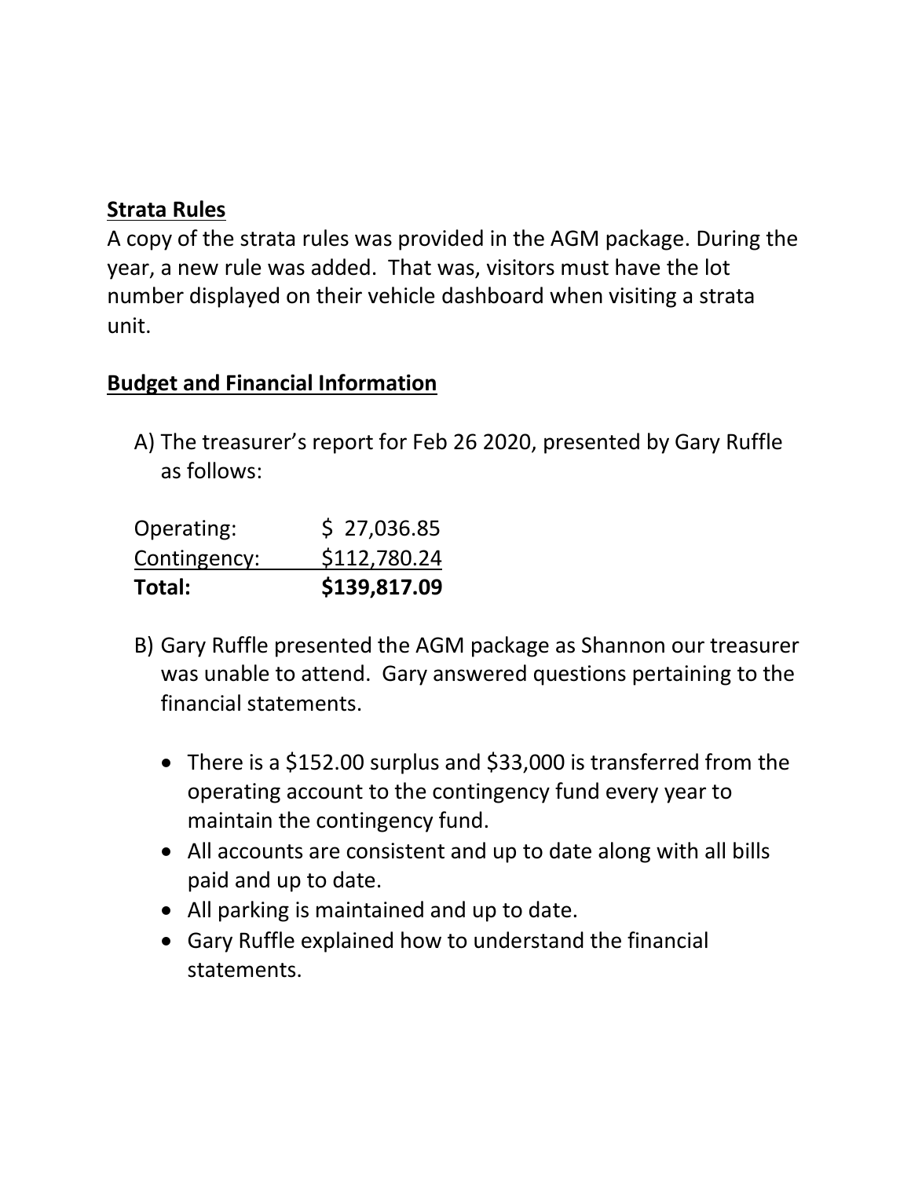**Strata Rules**

A copy of the strata rules was provided in the AGM package. During the year, a new rule was added. That was, visitors must have the lot number displayed on their vehicle dashboard when visiting a strata unit.

**Budget and Financial Information**

A) The treasurer's report for Feb 26 2020, presented by Gary Ruffle as follows:

| | |
|---|---|
| Operating: | $ 27,036.85 |
| Contingency: | $112,780.24 |
| **Total:** | **$139,817.09** |

B) Gary Ruffle presented the AGM package as Shannon our treasurer was unable to attend. Gary answered questions pertaining to the financial statements.

- There is a $152.00 surplus and $33,000 is transferred from the operating account to the contingency fund every year to maintain the contingency fund.
- All accounts are consistent and up to date along with all bills paid and up to date.
- All parking is maintained and up to date.
- Gary Ruffle explained how to understand the financial statements.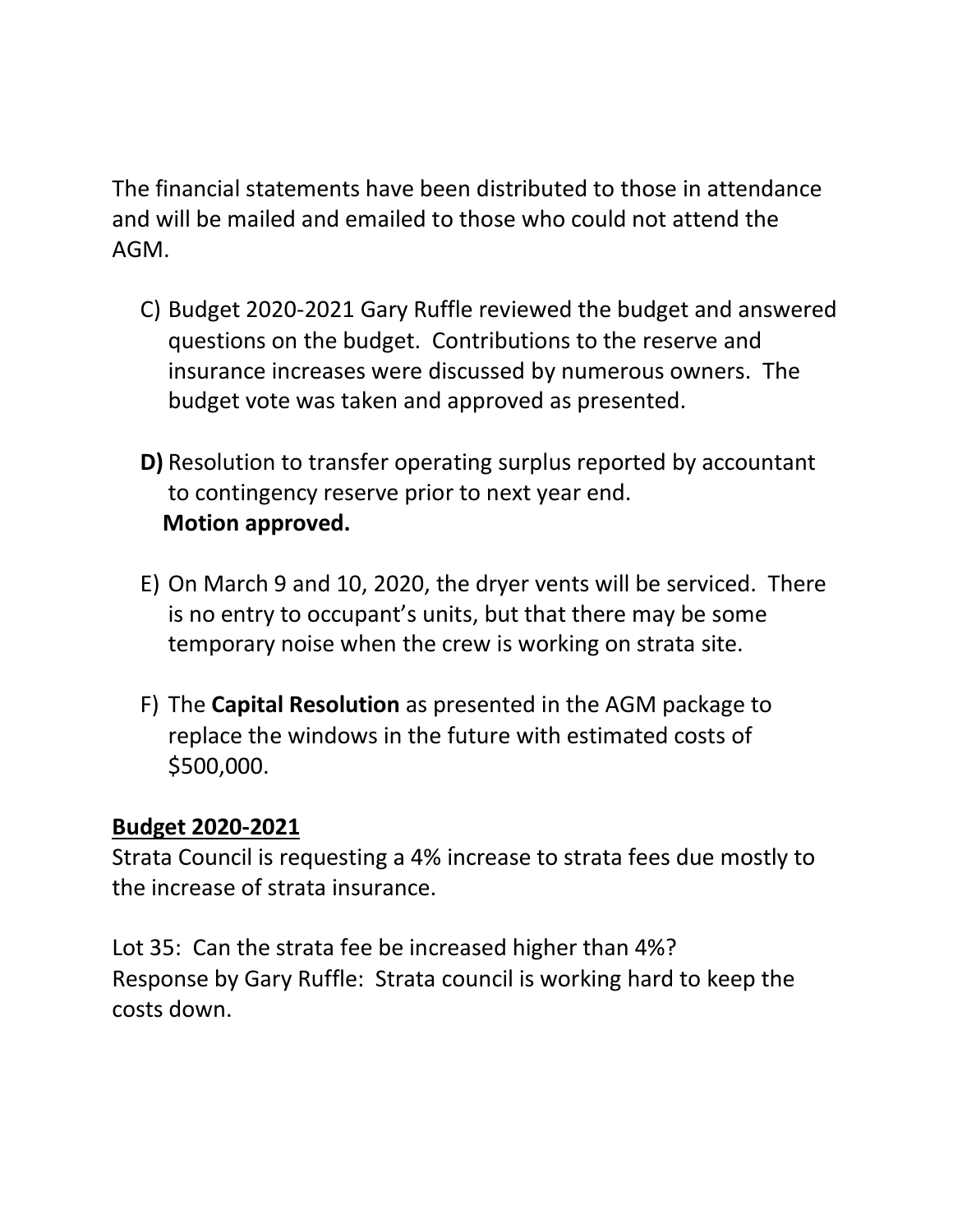The financial statements have been distributed to those in attendance and will be mailed and emailed to those who could not attend the AGM.

C) Budget 2020-2021 Gary Ruffle reviewed the budget and answered questions on the budget. Contributions to the reserve and insurance increases were discussed by numerous owners. The budget vote was taken and approved as presented.

**D)** Resolution to transfer operating surplus reported by accountant to contingency reserve prior to next year end.
**Motion approved.**

E) On March 9 and 10, 2020, the dryer vents will be serviced. There is no entry to occupant's units, but that there may be some temporary noise when the crew is working on strata site.

F) The **Capital Resolution** as presented in the AGM package to replace the windows in the future with estimated costs of $500,000.

**<u>Budget 2020-2021</u>**

Strata Council is requesting a 4% increase to strata fees due mostly to the increase of strata insurance.

Lot 35: Can the strata fee be increased higher than 4%?
Response by Gary Ruffle: Strata council is working hard to keep the costs down.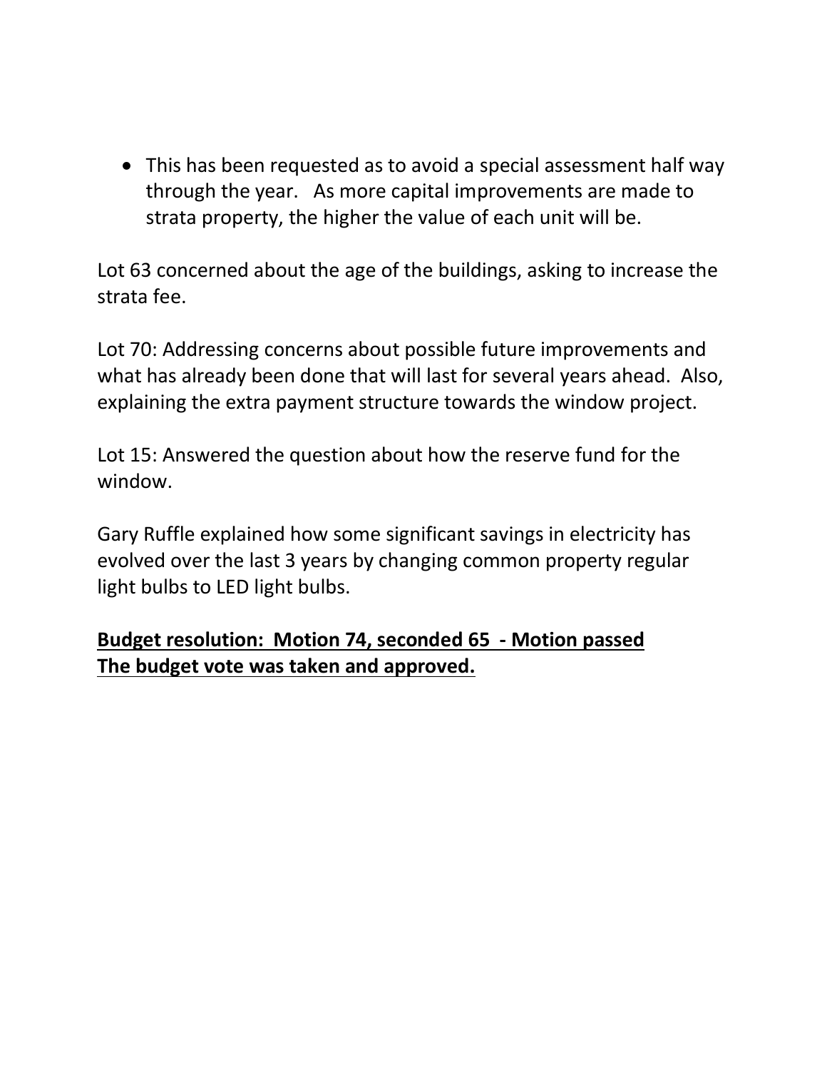- This has been requested as to avoid a special assessment half way through the year. As more capital improvements are made to strata property, the higher the value of each unit will be.

Lot 63 concerned about the age of the buildings, asking to increase the strata fee.

Lot 70: Addressing concerns about possible future improvements and what has already been done that will last for several years ahead. Also, explaining the extra payment structure towards the window project.

Lot 15: Answered the question about how the reserve fund for the window.

Gary Ruffle explained how some significant savings in electricity has evolved over the last 3 years by changing common property regular light bulbs to LED light bulbs.

<u>**Budget resolution: Motion 74, seconded 65 - Motion passed**</u>
<u>**The budget vote was taken and approved.**</u>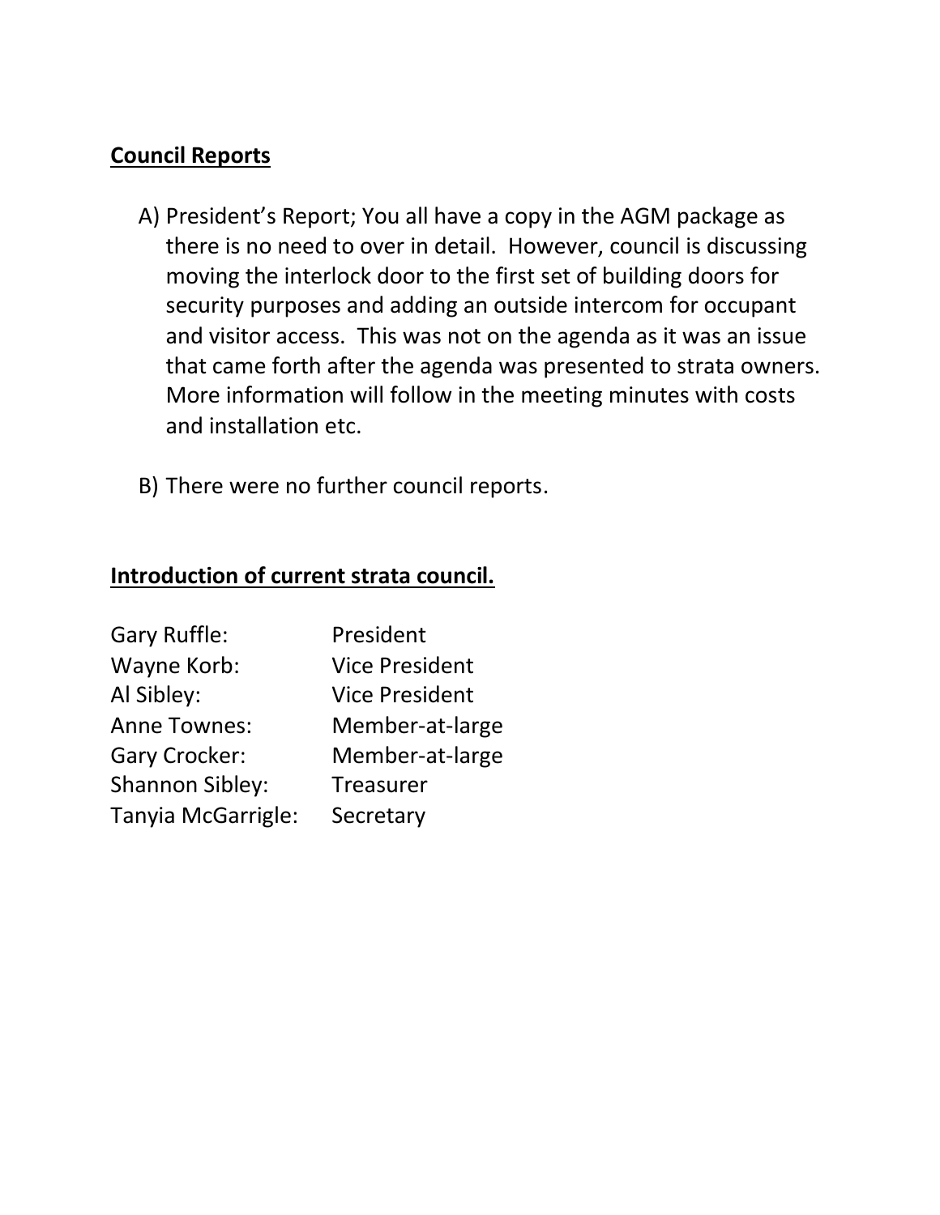**<u>Council Reports</u>**

A) President's Report; You all have a copy in the AGM package as there is no need to over in detail. However, council is discussing moving the interlock door to the first set of building doors for security purposes and adding an outside intercom for occupant and visitor access. This was not on the agenda as it was an issue that came forth after the agenda was presented to strata owners. More information will follow in the meeting minutes with costs and installation etc.

B) There were no further council reports.

**<u>Introduction of current strata council.</u>**

| | |
|---|---|
| Gary Ruffle: | President |
| Wayne Korb: | Vice President |
| Al Sibley: | Vice President |
| Anne Townes: | Member-at-large |
| Gary Crocker: | Member-at-large |
| Shannon Sibley: | Treasurer |
| Tanyia McGarrigle: | Secretary |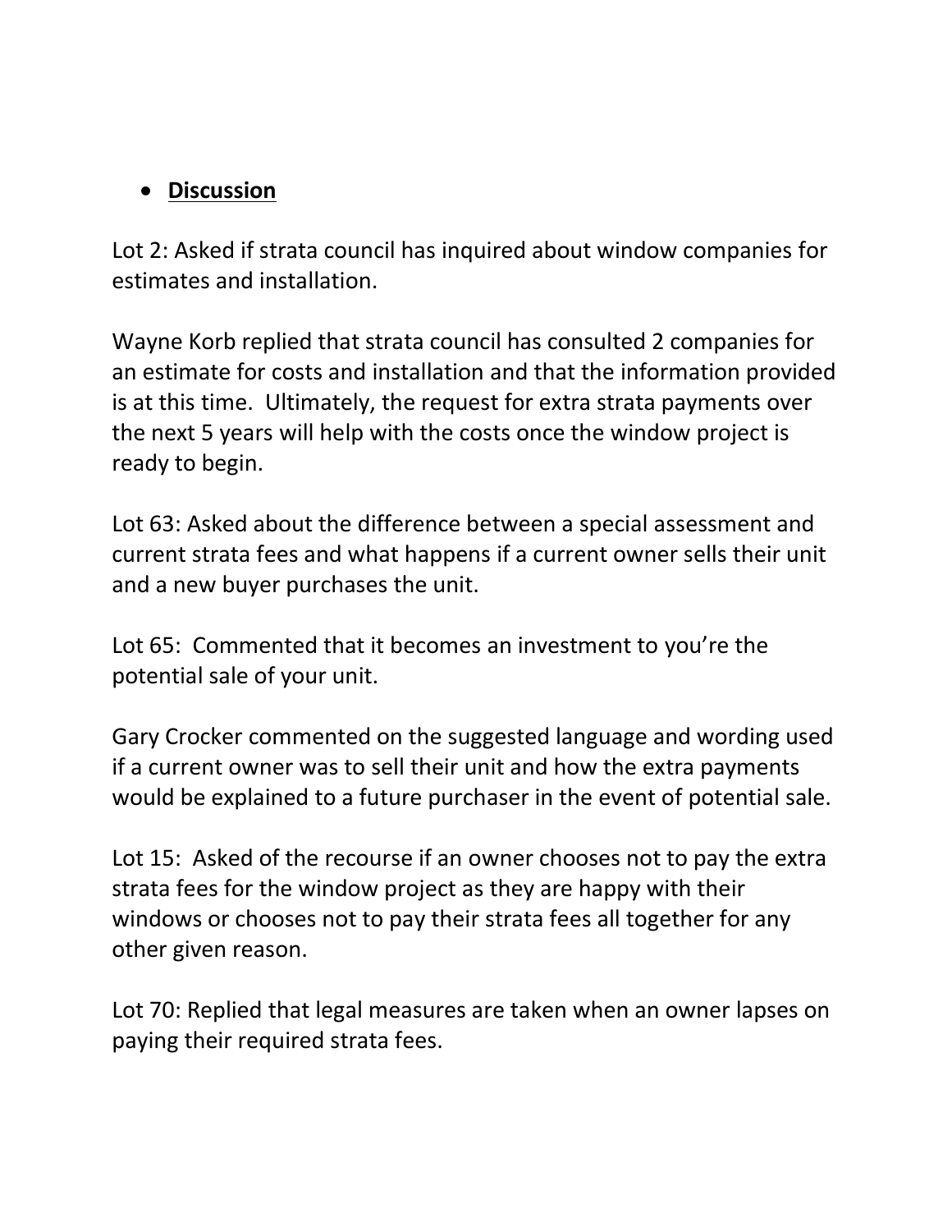- **Discussion**

Lot 2: Asked if strata council has inquired about window companies for estimates and installation.

Wayne Korb replied that strata council has consulted 2 companies for an estimate for costs and installation and that the information provided is at this time.  Ultimately, the request for extra strata payments over the next 5 years will help with the costs once the window project is ready to begin.

Lot 63: Asked about the difference between a special assessment and current strata fees and what happens if a current owner sells their unit and a new buyer purchases the unit.

Lot 65:  Commented that it becomes an investment to you're the potential sale of your unit.

Gary Crocker commented on the suggested language and wording used if a current owner was to sell their unit and how the extra payments would be explained to a future purchaser in the event of potential sale.

Lot 15:  Asked of the recourse if an owner chooses not to pay the extra strata fees for the window project as they are happy with their windows or chooses not to pay their strata fees all together for any other given reason.

Lot 70: Replied that legal measures are taken when an owner lapses on paying their required strata fees.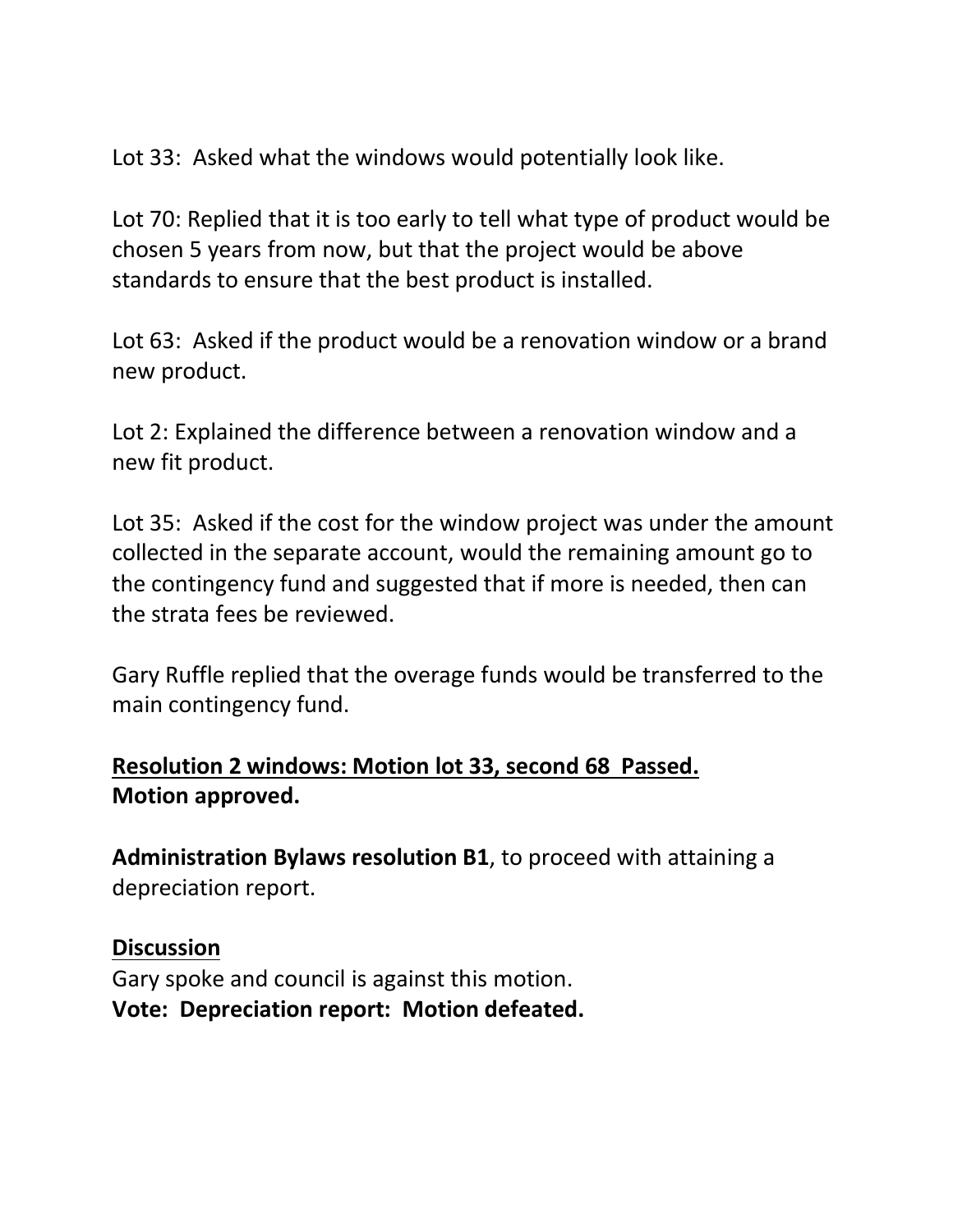Lot 33: Asked what the windows would potentially look like.

Lot 70: Replied that it is too early to tell what type of product would be chosen 5 years from now, but that the project would be above standards to ensure that the best product is installed.

Lot 63: Asked if the product would be a renovation window or a brand new product.

Lot 2: Explained the difference between a renovation window and a new fit product.

Lot 35: Asked if the cost for the window project was under the amount collected in the separate account, would the remaining amount go to the contingency fund and suggested that if more is needed, then can the strata fees be reviewed.

Gary Ruffle replied that the overage funds would be transferred to the main contingency fund.

<u>**Resolution 2 windows: Motion lot 33, second 68 Passed.**</u>
**Motion approved.**

**Administration Bylaws resolution B1**, to proceed with attaining a depreciation report.

<u>**Discussion**</u>
Gary spoke and council is against this motion.
**Vote: Depreciation report: Motion defeated.**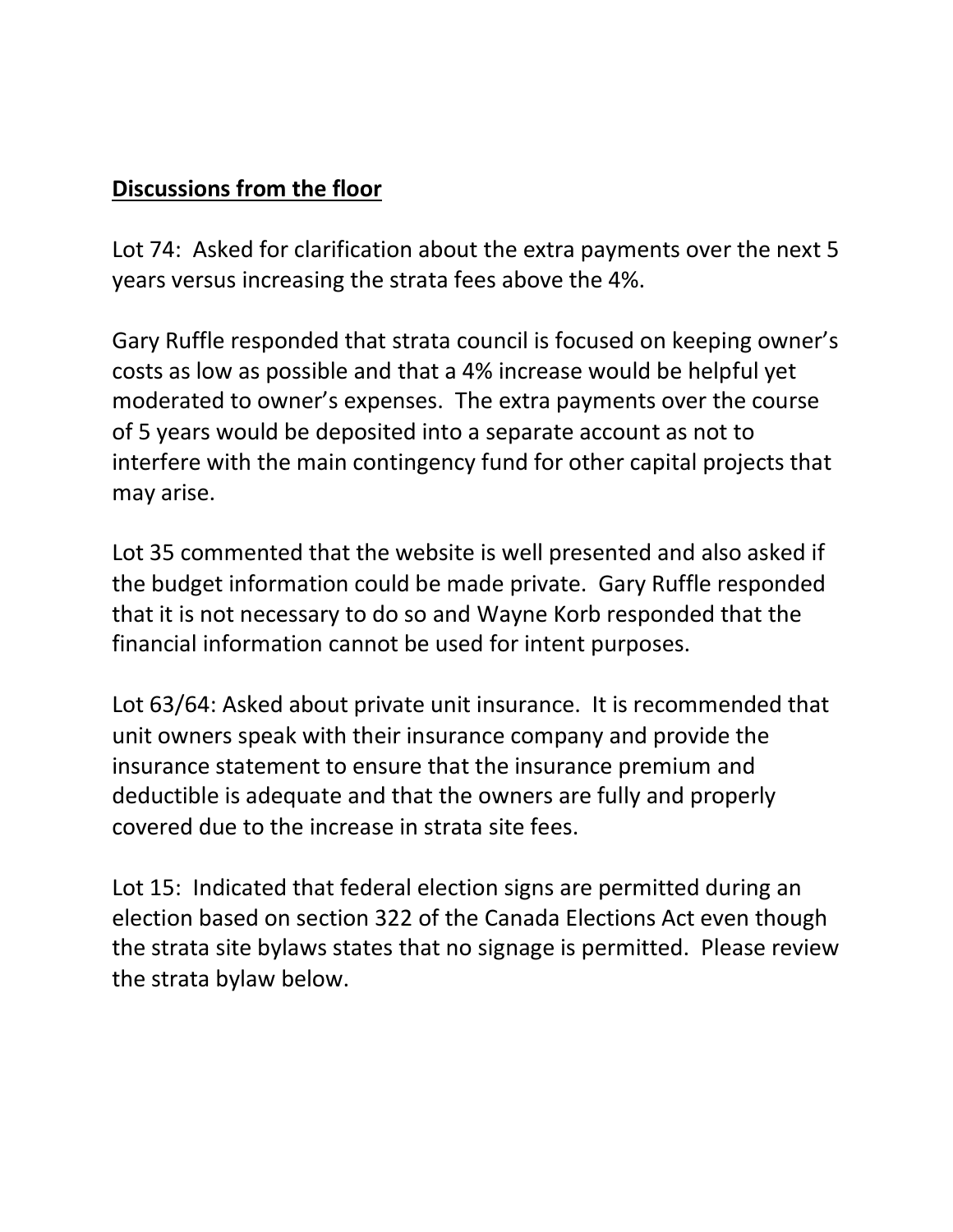**<u>Discussions from the floor</u>**

Lot 74: Asked for clarification about the extra payments over the next 5 years versus increasing the strata fees above the 4%.

Gary Ruffle responded that strata council is focused on keeping owner's costs as low as possible and that a 4% increase would be helpful yet moderated to owner's expenses. The extra payments over the course of 5 years would be deposited into a separate account as not to interfere with the main contingency fund for other capital projects that may arise.

Lot 35 commented that the website is well presented and also asked if the budget information could be made private. Gary Ruffle responded that it is not necessary to do so and Wayne Korb responded that the financial information cannot be used for intent purposes.

Lot 63/64: Asked about private unit insurance. It is recommended that unit owners speak with their insurance company and provide the insurance statement to ensure that the insurance premium and deductible is adequate and that the owners are fully and properly covered due to the increase in strata site fees.

Lot 15: Indicated that federal election signs are permitted during an election based on section 322 of the Canada Elections Act even though the strata site bylaws states that no signage is permitted. Please review the strata bylaw below.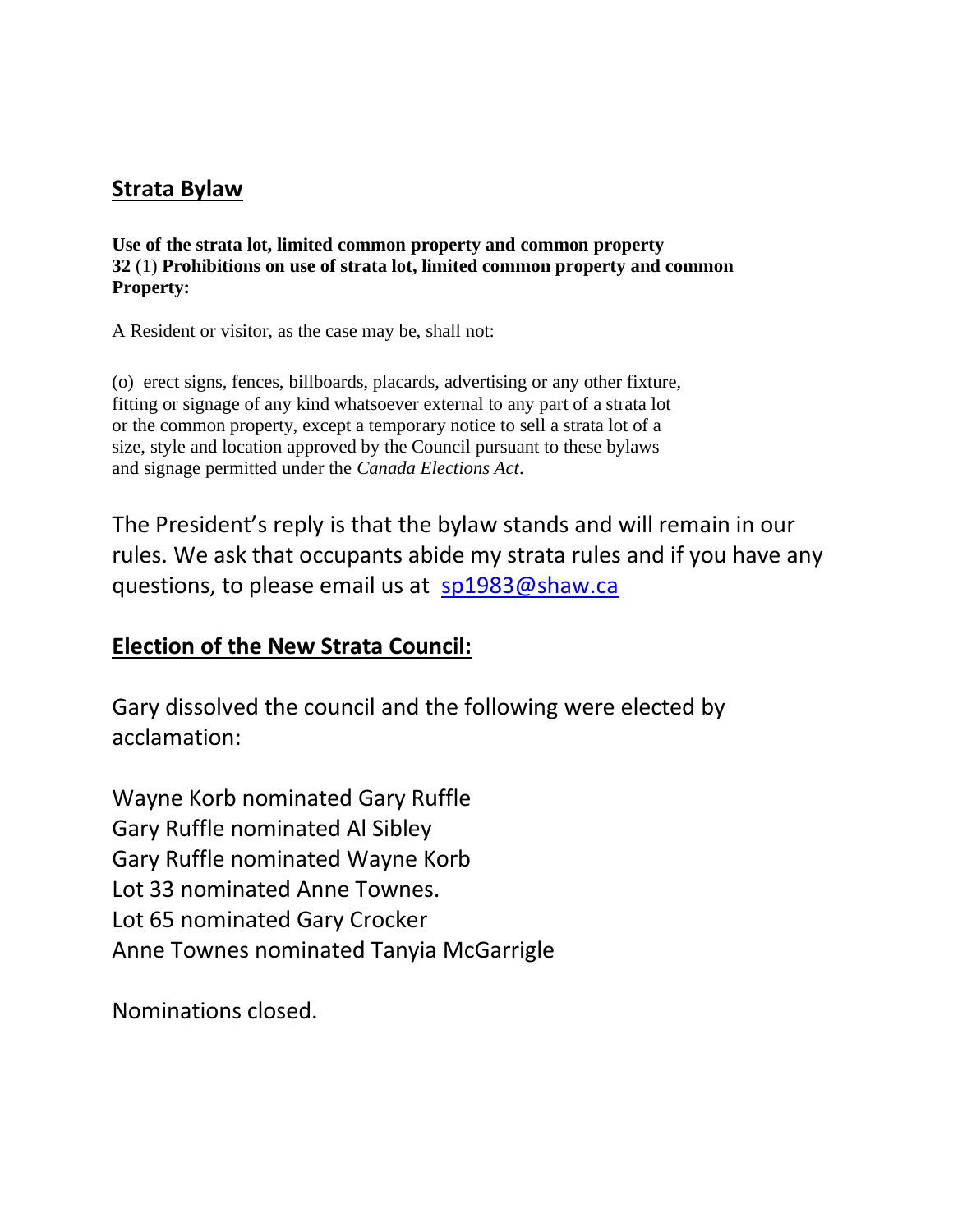## Strata Bylaw

**Use of the strata lot, limited common property and common property**
**32** (1) **Prohibitions on use of strata lot, limited common property and common Property:**

A Resident or visitor, as the case may be, shall not:

(o) erect signs, fences, billboards, placards, advertising or any other fixture, fitting or signage of any kind whatsoever external to any part of a strata lot or the common property, except a temporary notice to sell a strata lot of a size, style and location approved by the Council pursuant to these bylaws and signage permitted under the *Canada Elections Act*.

The President's reply is that the bylaw stands and will remain in our rules. We ask that occupants abide my strata rules and if you have any questions, to please email us at sp1983@shaw.ca

## Election of the New Strata Council:

Gary dissolved the council and the following were elected by acclamation:

Wayne Korb nominated Gary Ruffle
Gary Ruffle nominated Al Sibley
Gary Ruffle nominated Wayne Korb
Lot 33 nominated Anne Townes.
Lot 65 nominated Gary Crocker
Anne Townes nominated Tanyia McGarrigle

Nominations closed.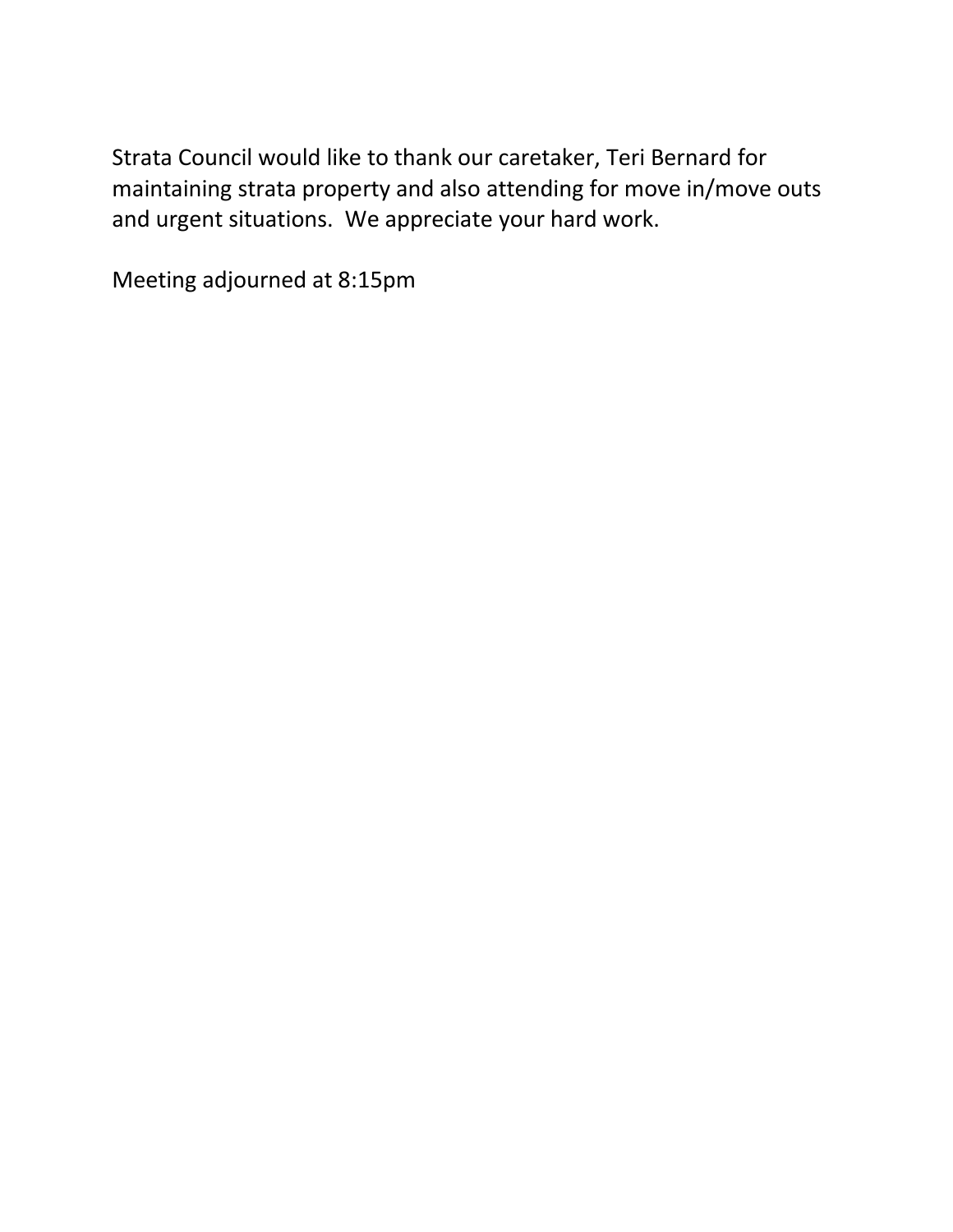Strata Council would like to thank our caretaker, Teri Bernard for maintaining strata property and also attending for move in/move outs and urgent situations. We appreciate your hard work.

Meeting adjourned at 8:15pm